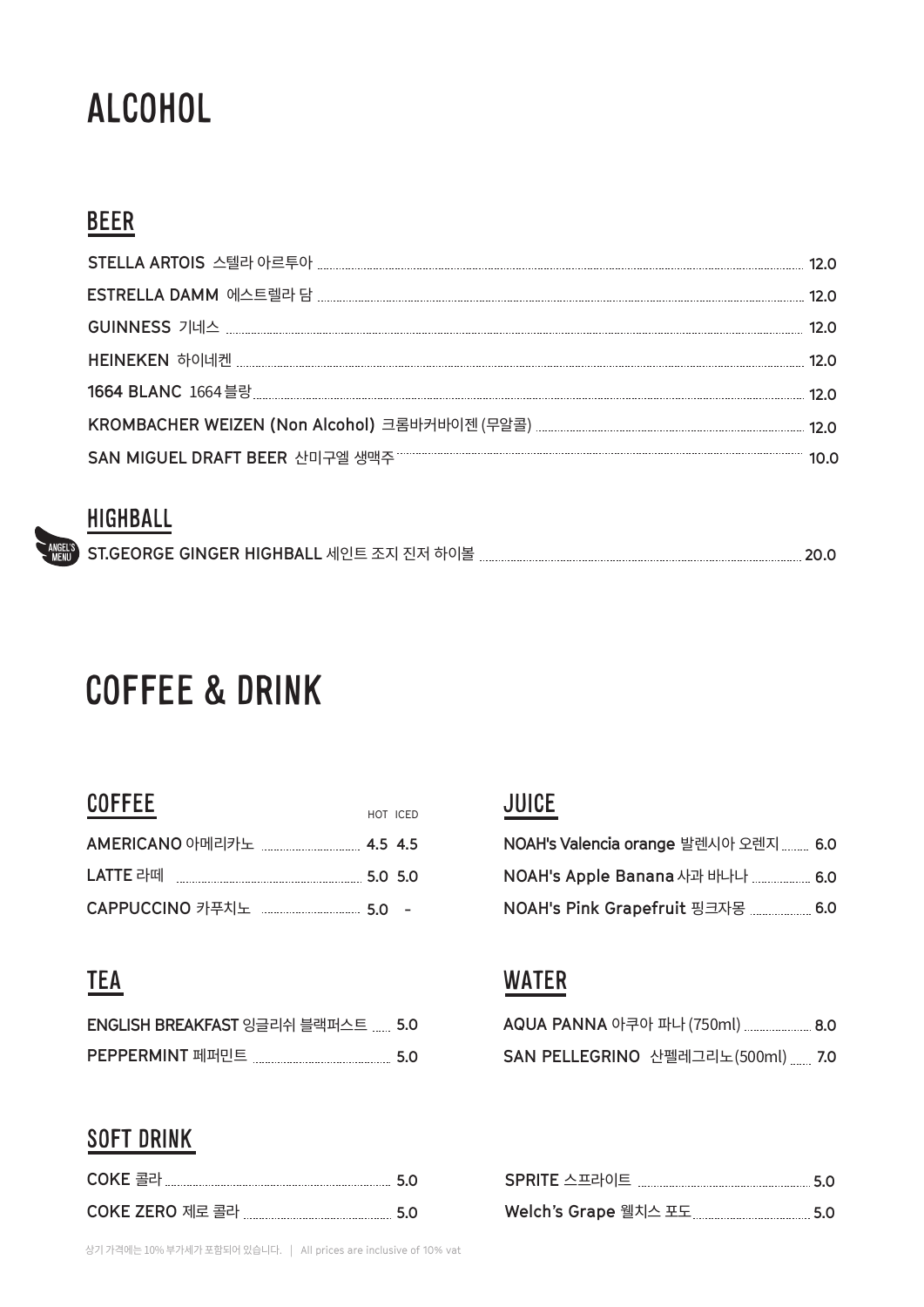# ALCOHOL

## BEER

| Item | Price |
|---|---|
| STELLA ARTOIS 스텔라 아르투아 | 12.0 |
| ESTRELLA DAMM 에스트렐라 담 | 12.0 |
| GUINNESS 기네스 | 12.0 |
| HEINEKEN 하이네켄 | 12.0 |
| 1664 BLANC 1664 블랑 | 12.0 |
| KROMBACHER WEIZEN (Non Alcohol) 크롬바커바이젠 (무알콜) | 12.0 |
| SAN MIGUEL DRAFT BEER 산미구엘 생맥주 | 10.0 |

## HIGHBALL

| Item | Price |
|---|---|
| ANGEL'S MENU ST.GEORGE GINGER HIGHBALL 세인트 조지 진저 하이볼 | 20.0 |

# COFFEE & DRINK

## COFFEE

| Item | HOT | ICED |
|---|---|---|
| AMERICANO 아메리카노 | 4.5 | 4.5 |
| LATTE 라떼 | 5.0 | 5.0 |
| CAPPUCCINO 카푸치노 | 5.0 | - |

## TEA

| Item | Price |
|---|---|
| ENGLISH BREAKFAST 잉글리쉬 블랙퍼스트 | 5.0 |
| PEPPERMINT 페퍼민트 | 5.0 |

## JUICE

| Item | Price |
|---|---|
| NOAH's Valencia orange 발렌시아 오렌지 | 6.0 |
| NOAH's Apple Banana 사과 바나나 | 6.0 |
| NOAH's Pink Grapefruit 핑크자몽 | 6.0 |

## WATER

| Item | Price |
|---|---|
| AQUA PANNA 아쿠아 파나 (750ml) | 8.0 |
| SAN PELLEGRINO 산펠레그리노(500ml) | 7.0 |

## SOFT DRINK

| Item | Price |
|---|---|
| COKE 콜라 | 5.0 |
| COKE ZERO 제로 콜라 | 5.0 |
| SPRITE 스프라이트 | 5.0 |
| Welch's Grape 웰치스 포도 | 5.0 |

상기 가격에는 10% 부가세가 포함되어 있습니다. | All prices are inclusive of 10% vat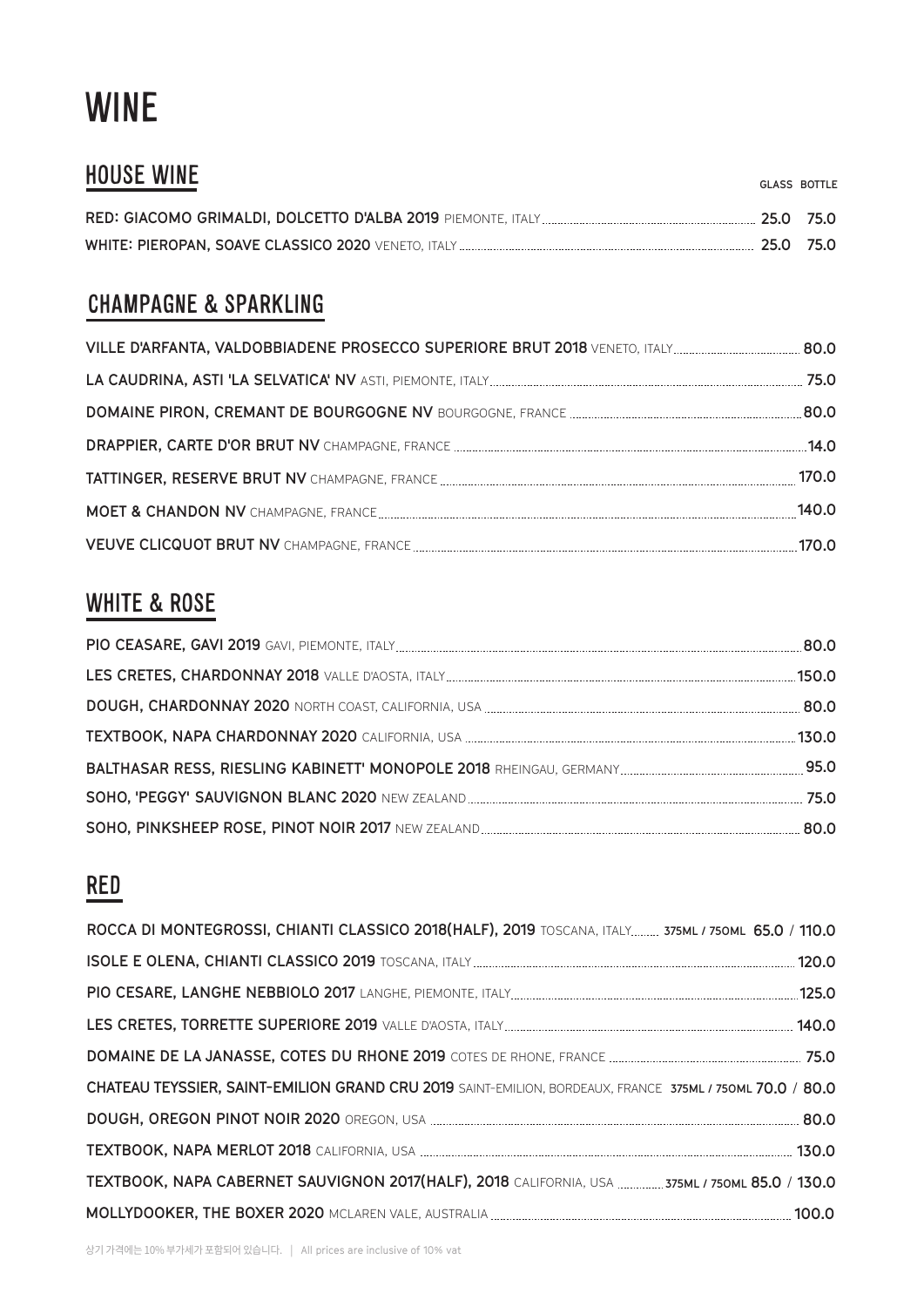# WINE

## HOUSE WINE

| | GLASS | BOTTLE |
|---|---|---|
| **RED: GIACOMO GRIMALDI, DOLCETTO D'ALBA 2019** PIEMONTE, ITALY | 25.0 | 75.0 |
| **WHITE: PIEROPAN, SOAVE CLASSICO 2020** VENETO, ITALY | 25.0 | 75.0 |

## CHAMPAGNE & SPARKLING

| | |
|---|---|
| **VILLE D'ARFANTA, VALDOBBIADENE PROSECCO SUPERIORE BRUT 2018** VENETO, ITALY | 80.0 |
| **LA CAUDRINA, ASTI 'LA SELVATICA' NV** ASTI, PIEMONTE, ITALY | 75.0 |
| **DOMAINE PIRON, CREMANT DE BOURGOGNE NV** BOURGOGNE, FRANCE | 80.0 |
| **DRAPPIER, CARTE D'OR BRUT NV** CHAMPAGNE, FRANCE | 14.0 |
| **TATTINGER, RESERVE BRUT NV** CHAMPAGNE, FRANCE | 170.0 |
| **MOET & CHANDON NV** CHAMPAGNE, FRANCE | 140.0 |
| **VEUVE CLICQUOT BRUT NV** CHAMPAGNE, FRANCE | 170.0 |

## WHITE & ROSE

| | |
|---|---|
| **PIO CEASARE, GAVI 2019** GAVI, PIEMONTE, ITALY | 80.0 |
| **LES CRETES, CHARDONNAY 2018** VALLE D'AOSTA, ITALY | 150.0 |
| **DOUGH, CHARDONNAY 2020** NORTH COAST, CALIFORNIA, USA | 80.0 |
| **TEXTBOOK, NAPA CHARDONNAY 2020** CALIFORNIA, USA | 130.0 |
| **BALTHASAR RESS, RIESLING KABINETT' MONOPOLE 2018** RHEINGAU, GERMANY | 95.0 |
| **SOHO, 'PEGGY' SAUVIGNON BLANC 2020** NEW ZEALAND | 75.0 |
| **SOHO, PINKSHEEP ROSE, PINOT NOIR 2017** NEW ZEALAND | 80.0 |

## RED

| | |
|---|---|
| **ROCCA DI MONTEGROSSI, CHIANTI CLASSICO 2018(HALF), 2019** TOSCANA, ITALY **375ML / 750ML** | **65.0** / 110.0 |
| **ISOLE E OLENA, CHIANTI CLASSICO 2019** TOSCANA, ITALY | 120.0 |
| **PIO CESARE, LANGHE NEBBIOLO 2017** LANGHE, PIEMONTE, ITALY | 125.0 |
| **LES CRETES, TORRETTE SUPERIORE 2019** VALLE D'AOSTA, ITALY | 140.0 |
| **DOMAINE DE LA JANASSE, COTES DU RHONE 2019** COTES DE RHONE, FRANCE | 75.0 |
| **CHATEAU TEYSSIER, SAINT-EMILION GRAND CRU 2019** SAINT-EMILION, BORDEAUX, FRANCE **375ML / 750ML** | **70.0** / 80.0 |
| **DOUGH, OREGON PINOT NOIR 2020** OREGON, USA | 80.0 |
| **TEXTBOOK, NAPA MERLOT 2018** CALIFORNIA, USA | 130.0 |
| **TEXTBOOK, NAPA CABERNET SAUVIGNON 2017(HALF), 2018** CALIFORNIA, USA **375ML / 750ML** | **85.0** / 130.0 |
| **MOLLYDOOKER, THE BOXER 2020** MCLAREN VALE, AUSTRALIA | 100.0 |

상기 가격에는 10% 부가세가 포함되어 있습니다. | All prices are inclusive of 10% vat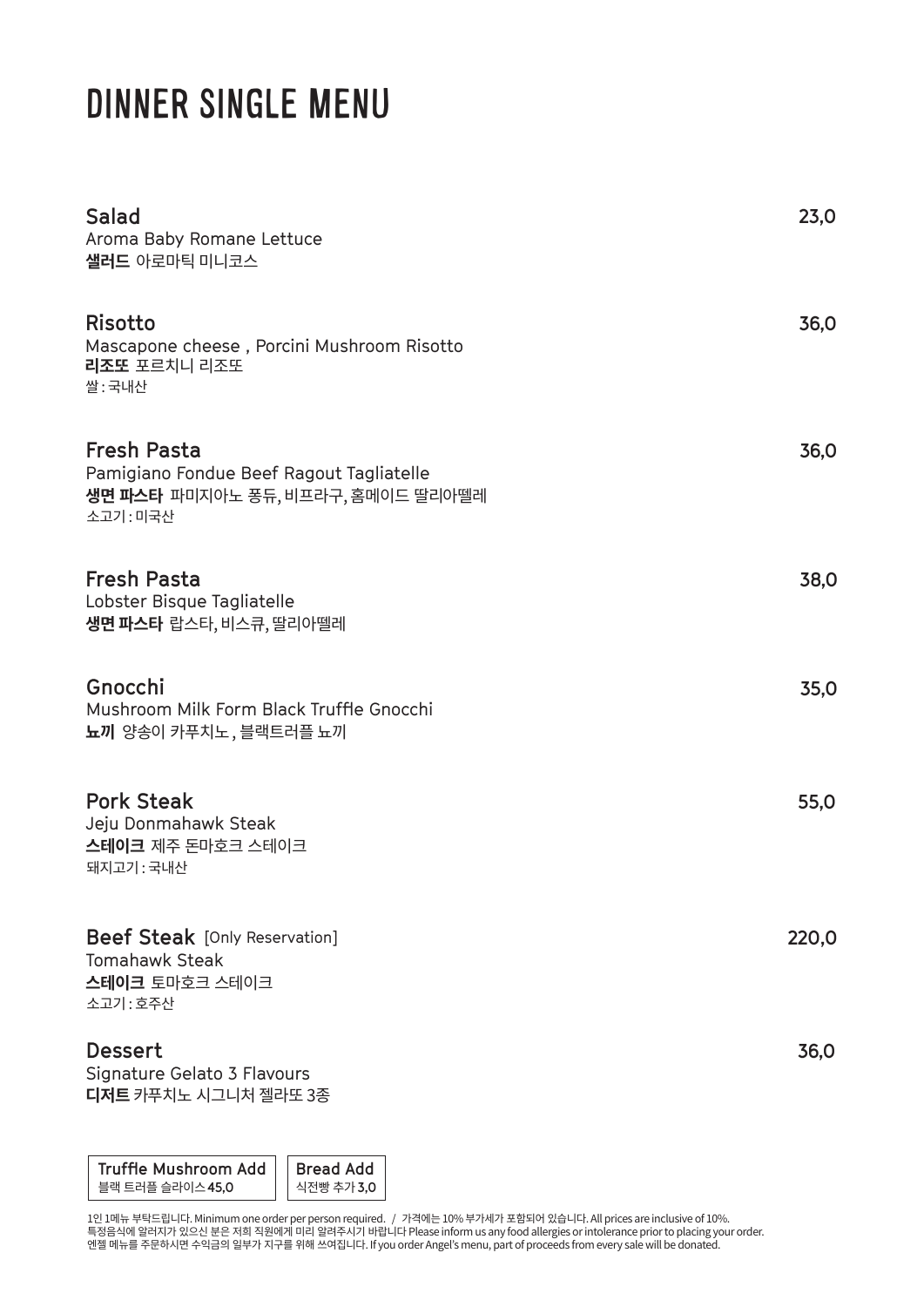# DINNER SINGLE MENU

## Salad — 23,0

Aroma Baby Romane Lettuce
**샐러드** 아로마틱 미니코스

## Risotto — 36,0

Mascapone cheese , Porcini Mushroom Risotto
**리조또** 포르치니 리조또
쌀 : 국내산

## Fresh Pasta — 36,0

Pamigiano Fondue Beef Ragout Tagliatelle
**생면 파스타** 파미지아노 퐁듀, 비프라구, 홈메이드 딸리아뗄레
소고기 : 미국산

## Fresh Pasta — 38,0

Lobster Bisque Tagliatelle
**생면 파스타** 랍스타, 비스큐, 딸리아뗄레

## Gnocchi — 35,0

Mushroom Milk Form Black Truffle Gnocchi
**뇨끼** 양송이 카푸치노 , 블랙트러플 뇨끼

## Pork Steak — 55,0

Jeju Donmahawk Steak
**스테이크** 제주 돈마호크 스테이크
돼지고기 : 국내산

## Beef Steak [Only Reservation] — 220,0

Tomahawk Steak
**스테이크** 토마호크 스테이크
소고기 : 호주산

## Dessert — 36,0

Signature Gelato 3 Flavours
**디저트** 카푸치노 시그니처 젤라또 3종

**Truffle Mushroom Add**
블랙 트러플 슬라이스 **45,0**

**Bread Add**
식전빵 추가 **3,0**

1인 1메뉴 부탁드립니다. Minimum one order per person required. / 가격에는 10% 부가세가 포함되어 있습니다. All prices are inclusive of 10%.
특정음식에 알러지가 있으신 분은 저희 직원에게 미리 알려주시기 바랍니다 Please inform us any food allergies or intolerance prior to placing your order.
엔젤 메뉴를 주문하시면 수익금의 일부가 지구를 위해 쓰여집니다. If you order Angel's menu, part of proceeds from every sale will be donated.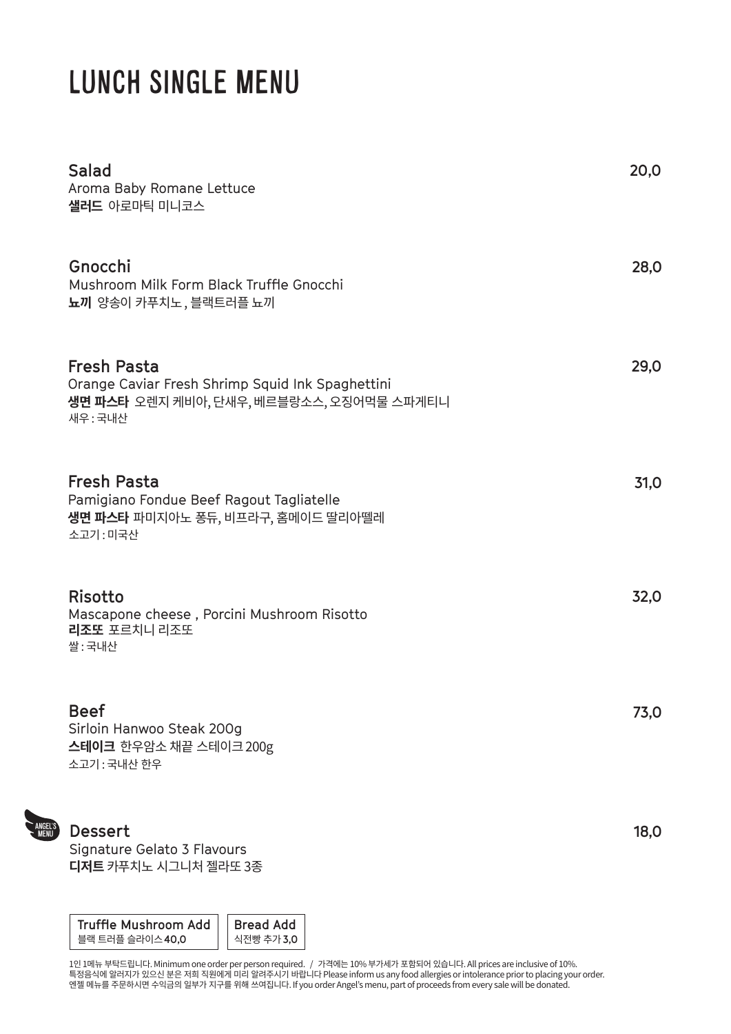# LUNCH SINGLE MENU

## Salad — 20,0

Aroma Baby Romane Lettuce

**샐러드** 아로마틱 미니코스

## Gnocchi — 28,0

Mushroom Milk Form Black Truffle Gnocchi

**뇨끼** 양송이 카푸치노 , 블랙트러플 뇨끼

## Fresh Pasta — 29,0

Orange Caviar Fresh Shrimp Squid Ink Spaghettini

**생면 파스타** 오렌지 케비아, 단새우, 베르블랑소스, 오징어먹물 스파게티니

새우 : 국내산

## Fresh Pasta — 31,0

Pamigiano Fondue Beef Ragout Tagliatelle

**생면 파스타** 파미지아노 퐁듀, 비프라구, 홈메이드 딸리아뗄레

소고기 : 미국산

## Risotto — 32,0

Mascapone cheese , Porcini Mushroom Risotto

**리조또** 포르치니 리조또

쌀 : 국내산

## Beef — 73,0

Sirloin Hanwoo Steak 200g

**스테이크** 한우암소 채끝 스테이크 200g

소고기 : 국내산 한우

ANGEL'S MENU

## Dessert — 18,0

Signature Gelato 3 Flavours

**디저트** 카푸치노 시그니처 젤라또 3종

| Truffle Mushroom Add | Bread Add |
| --- | --- |
| 블랙 트러플 슬라이스 **40,0** | 식전빵 추가 **3,0** |

1인 1메뉴 부탁드립니다. Minimum one order per person required. / 가격에는 10% 부가세가 포함되어 있습니다. All prices are inclusive of 10%.
특정음식에 알러지가 있으신 분은 저희 직원에게 미리 알려주시기 바랍니다 Please inform us any food allergies or intolerance prior to placing your order.
엔젤 메뉴를 주문하시면 수익금의 일부가 지구를 위해 쓰여집니다. If you order Angel's menu, part of proceeds from every sale will be donated.